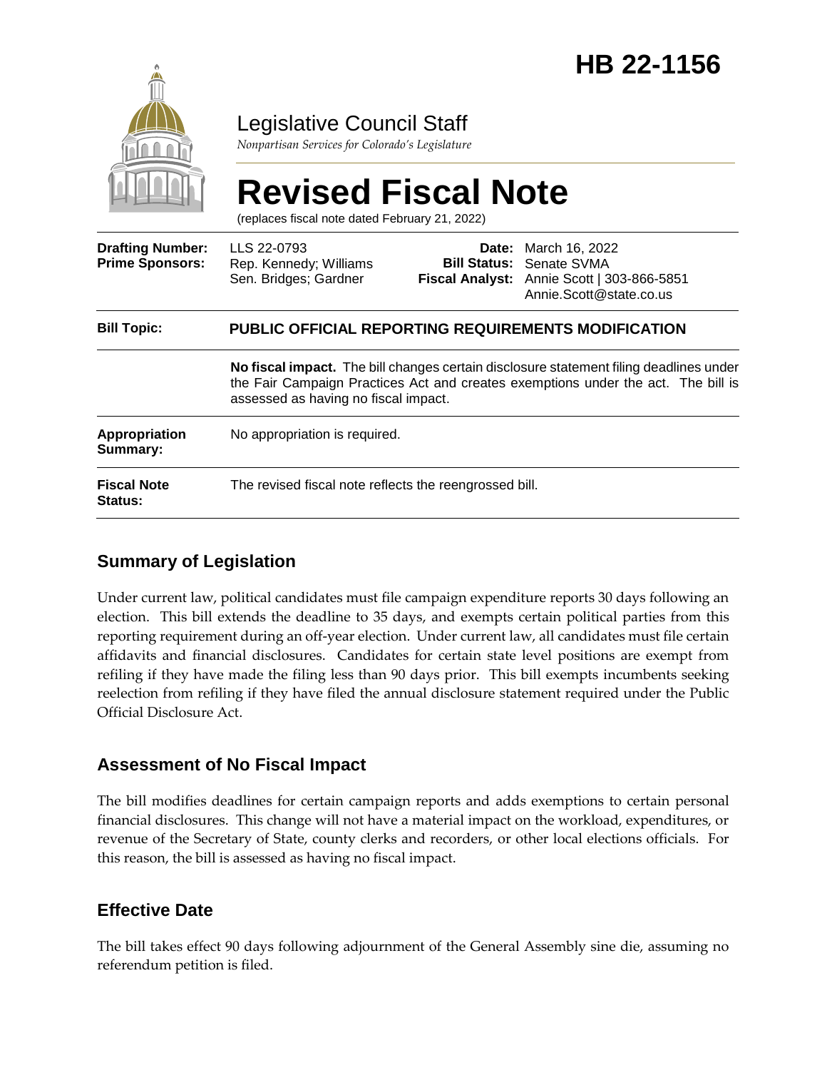# HB 22-1156

Legislative Council Staff

*Nonpartisan Services for Colorado's Legislature*

# Revised Fiscal Note

(replaces fiscal note dated February 21, 2022)

| | | | |
|---|---|---|---|
| **Drafting Number:** | LLS 22-0793 | **Date:** | March 16, 2022 |
| **Prime Sponsors:** | Rep. Kennedy; Williams<br>Sen. Bridges; Gardner | **Bill Status:** | Senate SVMA |
| | | **Fiscal Analyst:** | Annie Scott \| 303-866-5851<br>Annie.Scott@state.co.us |

| | |
|---|---|
| **Bill Topic:** | **PUBLIC OFFICIAL REPORTING REQUIREMENTS MODIFICATION** |
| | **No fiscal impact.** The bill changes certain disclosure statement filing deadlines under the Fair Campaign Practices Act and creates exemptions under the act. The bill is assessed as having no fiscal impact. |
| **Appropriation Summary:** | No appropriation is required. |
| **Fiscal Note Status:** | The revised fiscal note reflects the reengrossed bill. |

## Summary of Legislation

Under current law, political candidates must file campaign expenditure reports 30 days following an election. This bill extends the deadline to 35 days, and exempts certain political parties from this reporting requirement during an off-year election. Under current law, all candidates must file certain affidavits and financial disclosures. Candidates for certain state level positions are exempt from refiling if they have made the filing less than 90 days prior. This bill exempts incumbents seeking reelection from refiling if they have filed the annual disclosure statement required under the Public Official Disclosure Act.

## Assessment of No Fiscal Impact

The bill modifies deadlines for certain campaign reports and adds exemptions to certain personal financial disclosures. This change will not have a material impact on the workload, expenditures, or revenue of the Secretary of State, county clerks and recorders, or other local elections officials. For this reason, the bill is assessed as having no fiscal impact.

## Effective Date

The bill takes effect 90 days following adjournment of the General Assembly sine die, assuming no referendum petition is filed.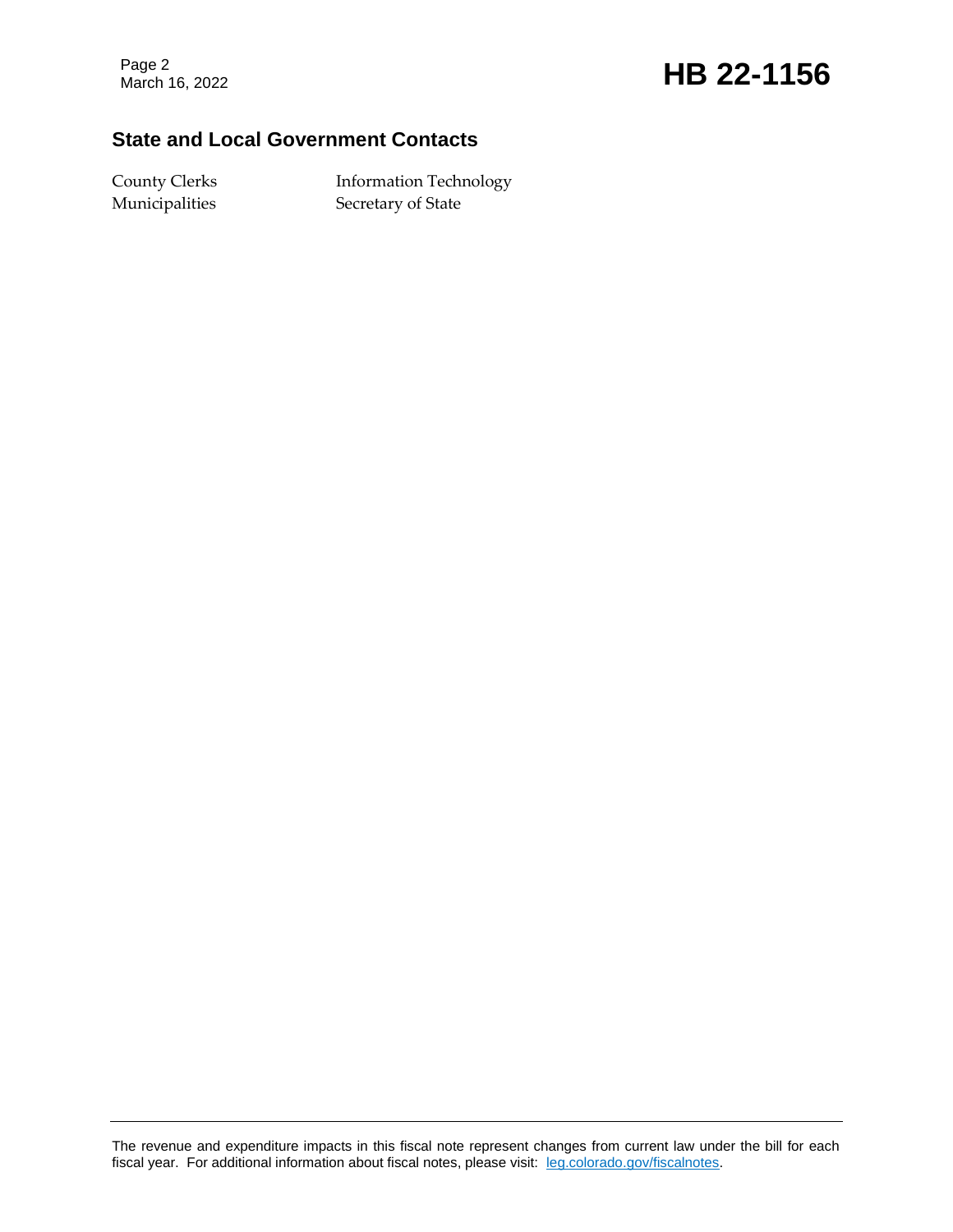## State and Local Government Contacts

| | |
|---|---|
| County Clerks | Information Technology |
| Municipalities | Secretary of State |

The revenue and expenditure impacts in this fiscal note represent changes from current law under the bill for each fiscal year. For additional information about fiscal notes, please visit: leg.colorado.gov/fiscalnotes.